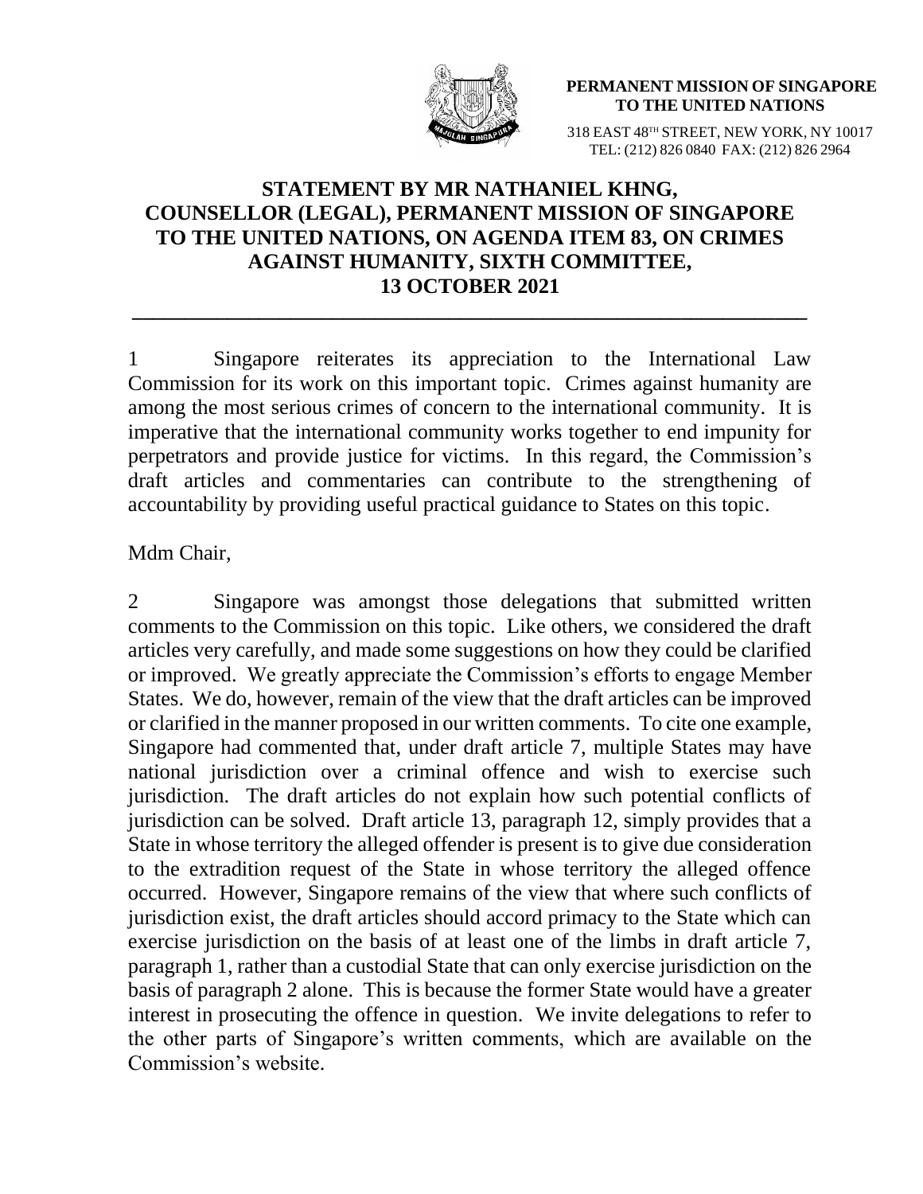**PERMANENT MISSION OF SINGAPORE TO THE UNITED NATIONS**

318 EAST 48TH STREET, NEW YORK, NY 10017
TEL: (212) 826 0840 FAX: (212) 826 2964

# STATEMENT BY MR NATHANIEL KHNG, COUNSELLOR (LEGAL), PERMANENT MISSION OF SINGAPORE TO THE UNITED NATIONS, ON AGENDA ITEM 83, ON CRIMES AGAINST HUMANITY, SIXTH COMMITTEE, 13 OCTOBER 2021

---

1 Singapore reiterates its appreciation to the International Law Commission for its work on this important topic. Crimes against humanity are among the most serious crimes of concern to the international community. It is imperative that the international community works together to end impunity for perpetrators and provide justice for victims. In this regard, the Commission's draft articles and commentaries can contribute to the strengthening of accountability by providing useful practical guidance to States on this topic.

Mdm Chair,

2 Singapore was amongst those delegations that submitted written comments to the Commission on this topic. Like others, we considered the draft articles very carefully, and made some suggestions on how they could be clarified or improved. We greatly appreciate the Commission's efforts to engage Member States. We do, however, remain of the view that the draft articles can be improved or clarified in the manner proposed in our written comments. To cite one example, Singapore had commented that, under draft article 7, multiple States may have national jurisdiction over a criminal offence and wish to exercise such jurisdiction. The draft articles do not explain how such potential conflicts of jurisdiction can be solved. Draft article 13, paragraph 12, simply provides that a State in whose territory the alleged offender is present is to give due consideration to the extradition request of the State in whose territory the alleged offence occurred. However, Singapore remains of the view that where such conflicts of jurisdiction exist, the draft articles should accord primacy to the State which can exercise jurisdiction on the basis of at least one of the limbs in draft article 7, paragraph 1, rather than a custodial State that can only exercise jurisdiction on the basis of paragraph 2 alone. This is because the former State would have a greater interest in prosecuting the offence in question. We invite delegations to refer to the other parts of Singapore's written comments, which are available on the Commission's website.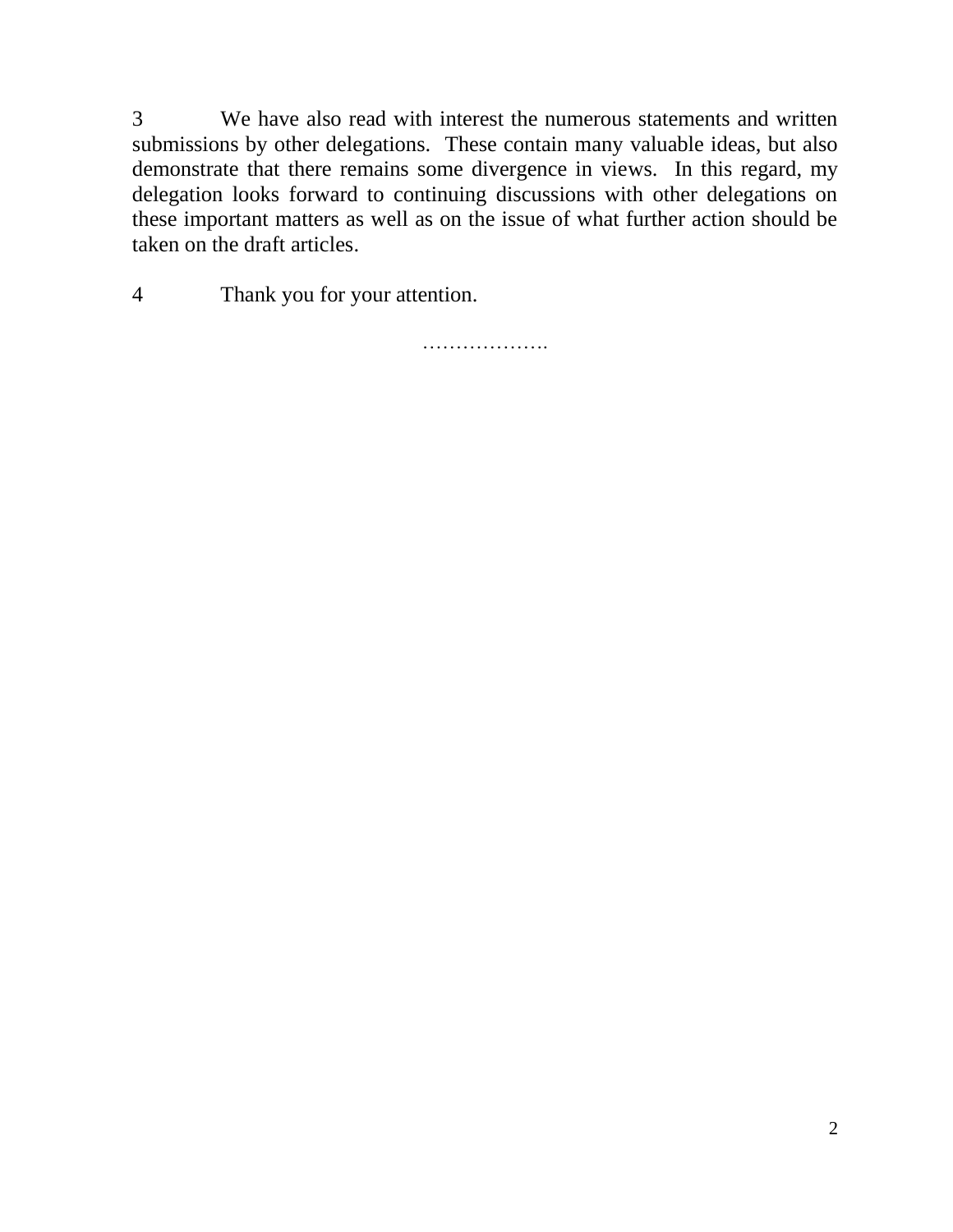3 We have also read with interest the numerous statements and written submissions by other delegations. These contain many valuable ideas, but also demonstrate that there remains some divergence in views. In this regard, my delegation looks forward to continuing discussions with other delegations on these important matters as well as on the issue of what further action should be taken on the draft articles.

4 Thank you for your attention.

……………….